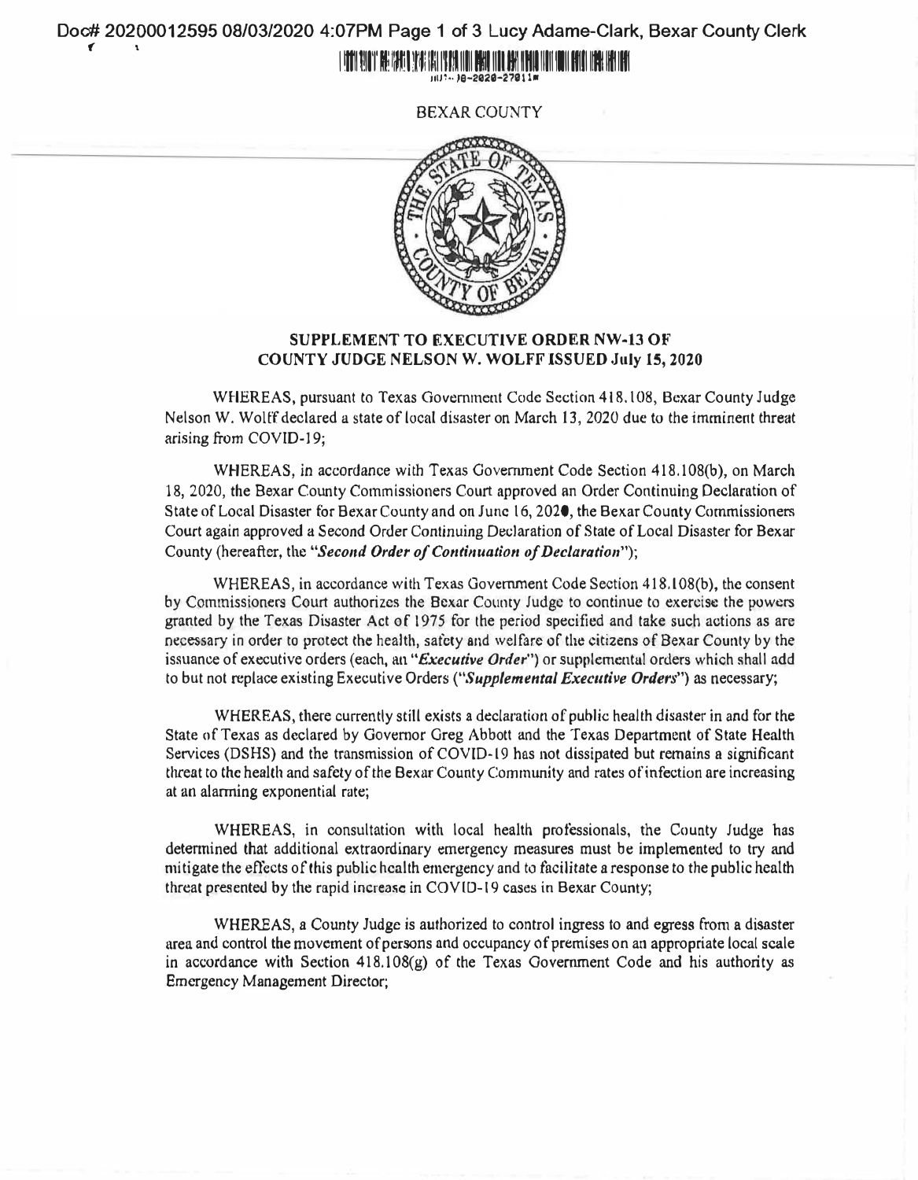BEXAR COUNTY

## SUPPLEMENT TO EXECUTIVE ORDER NW-13 OF COUNTY JUDGE NELSON W. WOLFF ISSUED July 15, 2020

WHEREAS, pursuant to Texas Government Code Section 418.108, Bexar County Judge Nelson W. Wolff declared a state of local disaster on March 13, 2020 due to the imminent threat arising from COVID-19;

WHEREAS, in accordance with Texas Government Code Section 418.108(b), on March 18, 2020, the Bexar County Commissioners Court approved an Order Continuing Declaration of State of Local Disaster for Bexar County and on June 16, 2020, the Bexar County Commissioners Court again approved a Second Order Continuing Declaration of State of Local Disaster for Bexar County (hereafter, the "***Second Order of Continuation of Declaration***");

WHEREAS, in accordance with Texas Government Code Section 418.108(b), the consent by Commissioners Court authorizes the Bexar County Judge to continue to exercise the powers granted by the Texas Disaster Act of 1975 for the period specified and take such actions as are necessary in order to protect the health, safety and welfare of the citizens of Bexar County by the issuance of executive orders (each, an "***Executive Order***") or supplemental orders which shall add to but not replace existing Executive Orders ("***Supplemental Executive Orders***") as necessary;

WHEREAS, there currently still exists a declaration of public health disaster in and for the State of Texas as declared by Governor Greg Abbott and the Texas Department of State Health Services (DSHS) and the transmission of COVID-19 has not dissipated but remains a significant threat to the health and safety of the Bexar County Community and rates of infection are increasing at an alarming exponential rate;

WHEREAS, in consultation with local health professionals, the County Judge has determined that additional extraordinary emergency measures must be implemented to try and mitigate the effects of this public health emergency and to facilitate a response to the public health threat presented by the rapid increase in COVID-19 cases in Bexar County;

WHEREAS, a County Judge is authorized to control ingress to and egress from a disaster area and control the movement of persons and occupancy of premises on an appropriate local scale in accordance with Section 418.108(g) of the Texas Government Code and his authority as Emergency Management Director;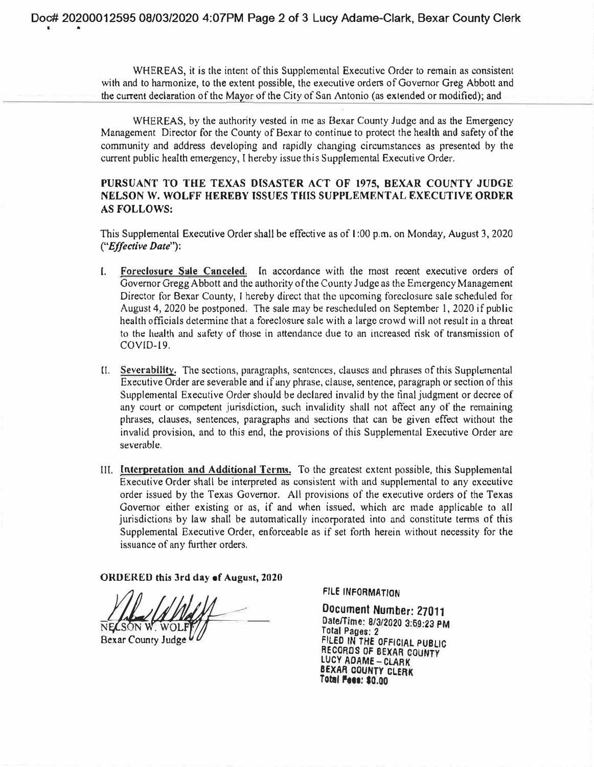WHEREAS, it is the intent of this Supplemental Executive Order to remain as consistent with and to harmonize, to the extent possible, the executive orders of Governor Greg Abbott and the current declaration of the Mayor of the City of San Antonio (as extended or modified); and

WHEREAS, by the authority vested in me as Bexar County Judge and as the Emergency Management Director for the County of Bexar to continue to protect the health and safety of the community and address developing and rapidly changing circumstances as presented by the current public health emergency, I hereby issue this Supplemental Executive Order.

**PURSUANT TO THE TEXAS DISASTER ACT OF 1975, BEXAR COUNTY JUDGE NELSON W. WOLFF HEREBY ISSUES THIS SUPPLEMENTAL EXECUTIVE ORDER AS FOLLOWS:**

This Supplemental Executive Order shall be effective as of 1:00 p.m. on Monday, August 3, 2020 (*"Effective Date"*):

I. **Foreclosure Sale Canceled.** In accordance with the most recent executive orders of Governor Gregg Abbott and the authority of the County Judge as the Emergency Management Director for Bexar County, I hereby direct that the upcoming foreclosure sale scheduled for August 4, 2020 be postponed. The sale may be rescheduled on September 1, 2020 if public health officials determine that a foreclosure sale with a large crowd will not result in a threat to the health and safety of those in attendance due to an increased risk of transmission of COVID-19.

II. **Severability.** The sections, paragraphs, sentences, clauses and phrases of this Supplemental Executive Order are severable and if any phrase, clause, sentence, paragraph or section of this Supplemental Executive Order should be declared invalid by the final judgment or decree of any court or competent jurisdiction, such invalidity shall not affect any of the remaining phrases, clauses, sentences, paragraphs and sections that can be given effect without the invalid provision, and to this end, the provisions of this Supplemental Executive Order are severable.

III. **Interpretation and Additional Terms.** To the greatest extent possible, this Supplemental Executive Order shall be interpreted as consistent with and supplemental to any executive order issued by the Texas Governor. All provisions of the executive orders of the Texas Governor either existing or as, if and when issued, which are made applicable to all jurisdictions by law shall be automatically incorporated into and constitute terms of this Supplemental Executive Order, enforceable as if set forth herein without necessity for the issuance of any further orders.

**ORDERED this 3rd day of August, 2020**

NELSON W. WOLFF
Bexar County Judge

FILE INFORMATION

Document Number: 27011
Date/Time: 8/3/2020 3:59:23 PM
Total Pages: 2
FILED IN THE OFFICIAL PUBLIC RECORDS OF BEXAR COUNTY
LUCY ADAME – CLARK
BEXAR COUNTY CLERK
Total Fees: $0.00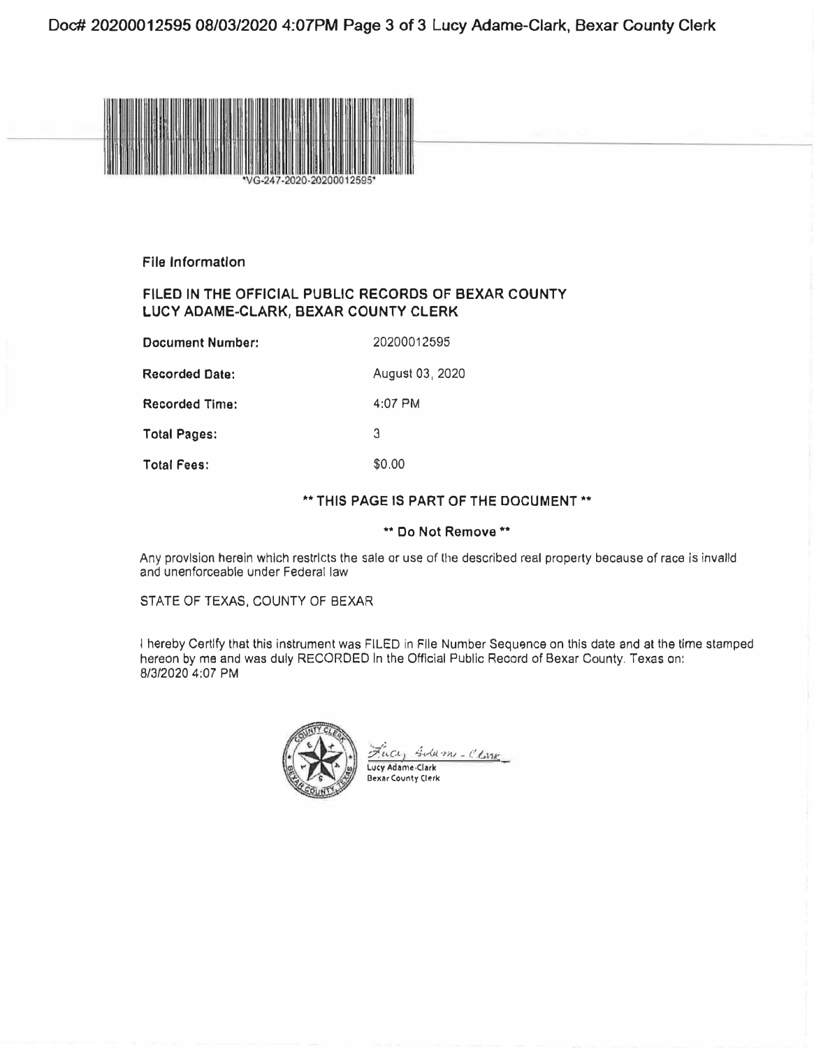*VG-247-2020-20200012595*

**File Information**

**FILED IN THE OFFICIAL PUBLIC RECORDS OF BEXAR COUNTY**
**LUCY ADAME-CLARK, BEXAR COUNTY CLERK**

| | |
|---|---|
| **Document Number:** | 20200012595 |
| **Recorded Date:** | August 03, 2020 |
| **Recorded Time:** | 4:07 PM |
| **Total Pages:** | 3 |
| **Total Fees:** | $0.00 |

**** THIS PAGE IS PART OF THE DOCUMENT ****

**** Do Not Remove ****

Any provision herein which restricts the sale or use of the described real property because of race is invalid and unenforceable under Federal law

STATE OF TEXAS, COUNTY OF BEXAR

I hereby Certify that this instrument was FILED in File Number Sequence on this date and at the time stamped hereon by me and was duly RECORDED in the Official Public Record of Bexar County, Texas on: 8/3/2020 4:07 PM

Lucy Adame-Clark
Bexar County Clerk